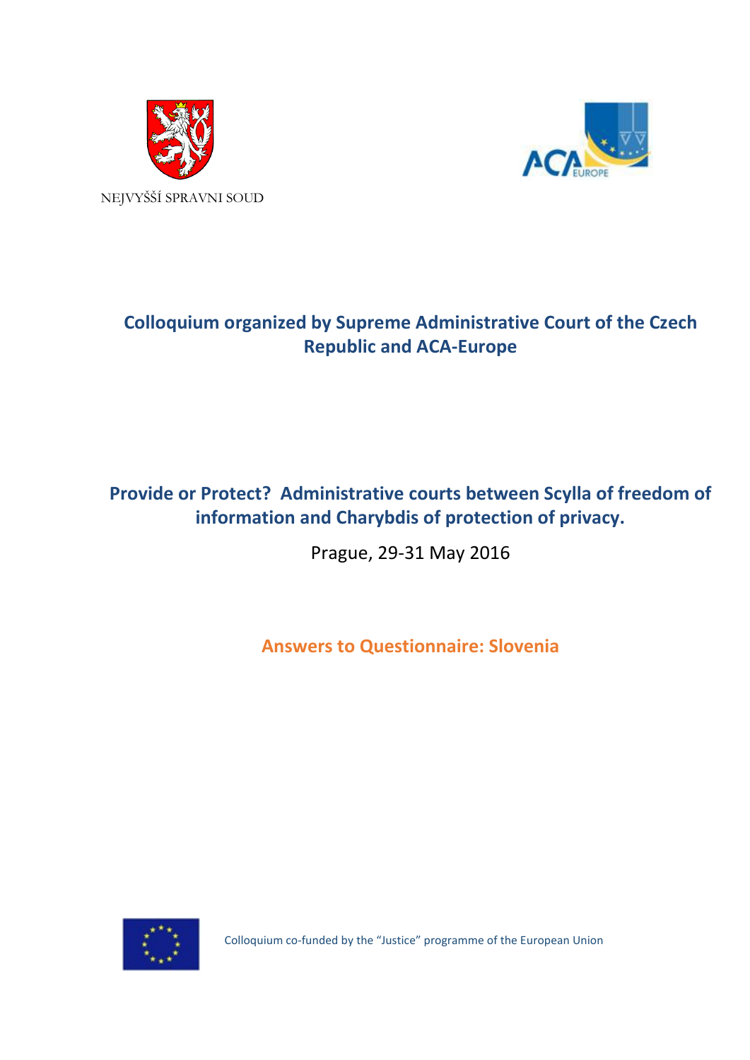NEJVYŠŠÍ SPRAVNI SOUD

**Colloquium organized by Supreme Administrative Court of the Czech Republic and ACA-Europe**

**Provide or Protect? Administrative courts between Scylla of freedom of information and Charybdis of protection of privacy.**

Prague, 29-31 May 2016

## Answers to Questionnaire: Slovenia

Colloquium co-funded by the "Justice" programme of the European Union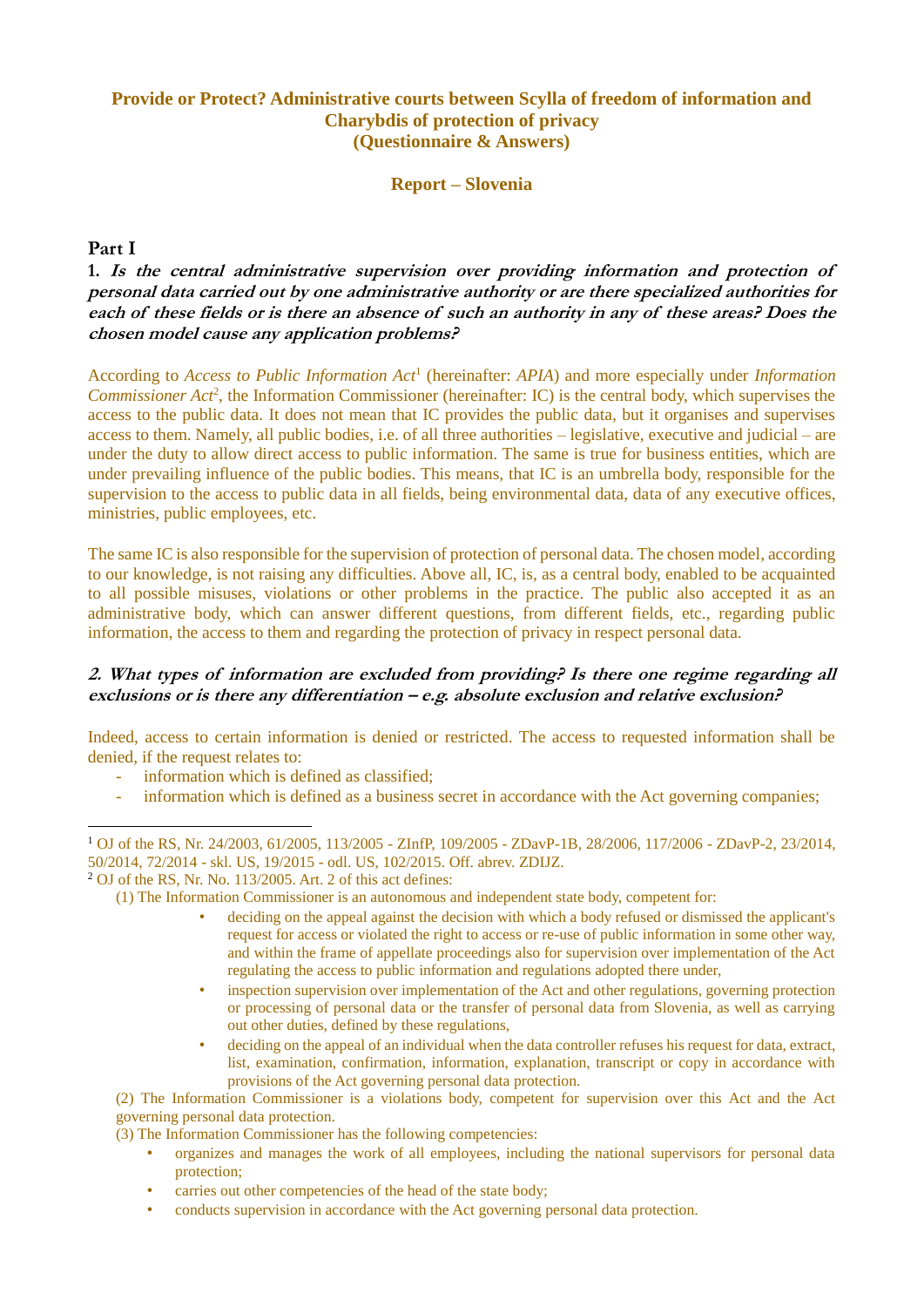**Provide or Protect? Administrative courts between Scylla of freedom of information and Charybdis of protection of privacy**
**(Questionnaire & Answers)**

**Report – Slovenia**

## Part I

**1.** ***Is the central administrative supervision over providing information and protection of personal data carried out by one administrative authority or are there specialized authorities for each of these fields or is there an absence of such an authority in any of these areas? Does the chosen model cause any application problems?***

According to *Access to Public Information Act*[1] (hereinafter: *APIA*) and more especially under *Information Commissioner Act*[2], the Information Commissioner (hereinafter: IC) is the central body, which supervises the access to the public data. It does not mean that IC provides the public data, but it organises and supervises access to them. Namely, all public bodies, i.e. of all three authorities – legislative, executive and judicial – are under the duty to allow direct access to public information. The same is true for business entities, which are under prevailing influence of the public bodies. This means, that IC is an umbrella body, responsible for the supervision to the access to public data in all fields, being environmental data, data of any executive offices, ministries, public employees, etc.

The same IC is also responsible for the supervision of protection of personal data. The chosen model, according to our knowledge, is not raising any difficulties. Above all, IC, is, as a central body, enabled to be acquainted to all possible misuses, violations or other problems in the practice. The public also accepted it as an administrative body, which can answer different questions, from different fields, etc., regarding public information, the access to them and regarding the protection of privacy in respect personal data.

***2. What types of information are excluded from providing? Is there one regime regarding all exclusions or is there any differentiation – e.g. absolute exclusion and relative exclusion?***

Indeed, access to certain information is denied or restricted. The access to requested information shall be denied, if the request relates to:

- information which is defined as classified;
- information which is defined as a business secret in accordance with the Act governing companies;

---

[1] OJ of the RS, Nr. 24/2003, 61/2005, 113/2005 - ZInfP, 109/2005 - ZDavP-1B, 28/2006, 117/2006 - ZDavP-2, 23/2014, 50/2014, 72/2014 - skl. US, 19/2015 - odl. US, 102/2015. Off. abrev. ZDIJZ.

[2] OJ of the RS, Nr. No. 113/2005. Art. 2 of this act defines:

(1) The Information Commissioner is an autonomous and independent state body, competent for:

- deciding on the appeal against the decision with which a body refused or dismissed the applicant's request for access or violated the right to access or re-use of public information in some other way, and within the frame of appellate proceedings also for supervision over implementation of the Act regulating the access to public information and regulations adopted there under,
- inspection supervision over implementation of the Act and other regulations, governing protection or processing of personal data or the transfer of personal data from Slovenia, as well as carrying out other duties, defined by these regulations,
- deciding on the appeal of an individual when the data controller refuses his request for data, extract, list, examination, confirmation, information, explanation, transcript or copy in accordance with provisions of the Act governing personal data protection.

(2) The Information Commissioner is a violations body, competent for supervision over this Act and the Act governing personal data protection.

(3) The Information Commissioner has the following competencies:

- organizes and manages the work of all employees, including the national supervisors for personal data protection;
- carries out other competencies of the head of the state body;
- conducts supervision in accordance with the Act governing personal data protection.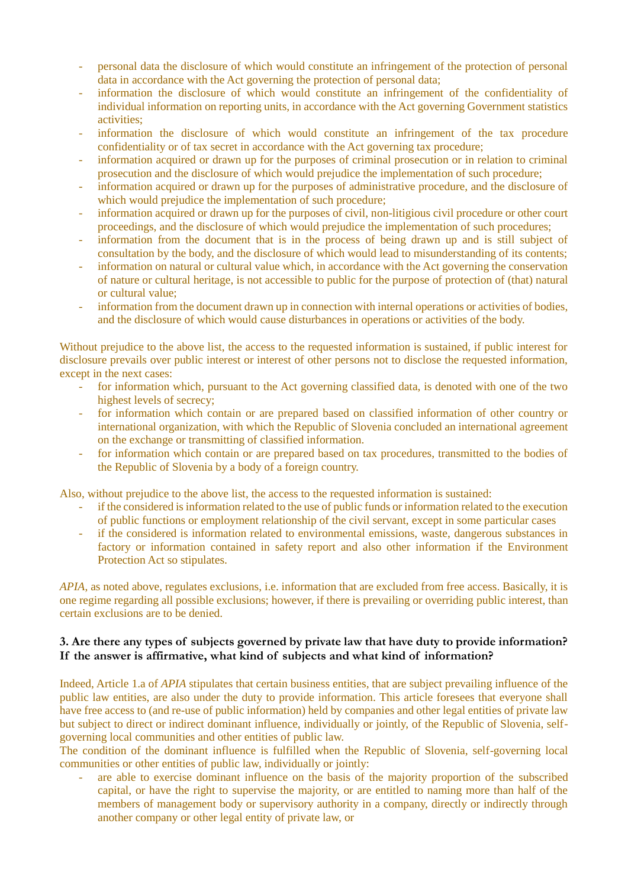- personal data the disclosure of which would constitute an infringement of the protection of personal data in accordance with the Act governing the protection of personal data;
- information the disclosure of which would constitute an infringement of the confidentiality of individual information on reporting units, in accordance with the Act governing Government statistics activities;
- information the disclosure of which would constitute an infringement of the tax procedure confidentiality or of tax secret in accordance with the Act governing tax procedure;
- information acquired or drawn up for the purposes of criminal prosecution or in relation to criminal prosecution and the disclosure of which would prejudice the implementation of such procedure;
- information acquired or drawn up for the purposes of administrative procedure, and the disclosure of which would prejudice the implementation of such procedure;
- information acquired or drawn up for the purposes of civil, non-litigious civil procedure or other court proceedings, and the disclosure of which would prejudice the implementation of such procedures;
- information from the document that is in the process of being drawn up and is still subject of consultation by the body, and the disclosure of which would lead to misunderstanding of its contents;
- information on natural or cultural value which, in accordance with the Act governing the conservation of nature or cultural heritage, is not accessible to public for the purpose of protection of (that) natural or cultural value;
- information from the document drawn up in connection with internal operations or activities of bodies, and the disclosure of which would cause disturbances in operations or activities of the body.

Without prejudice to the above list, the access to the requested information is sustained, if public interest for disclosure prevails over public interest or interest of other persons not to disclose the requested information, except in the next cases:

- for information which, pursuant to the Act governing classified data, is denoted with one of the two highest levels of secrecy;
- for information which contain or are prepared based on classified information of other country or international organization, with which the Republic of Slovenia concluded an international agreement on the exchange or transmitting of classified information.
- for information which contain or are prepared based on tax procedures, transmitted to the bodies of the Republic of Slovenia by a body of a foreign country.

Also, without prejudice to the above list, the access to the requested information is sustained:

- if the considered is information related to the use of public funds or information related to the execution of public functions or employment relationship of the civil servant, except in some particular cases
- if the considered is information related to environmental emissions, waste, dangerous substances in factory or information contained in safety report and also other information if the Environment Protection Act so stipulates.

*APIA*, as noted above, regulates exclusions, i.e. information that are excluded from free access. Basically, it is one regime regarding all possible exclusions; however, if there is prevailing or overriding public interest, than certain exclusions are to be denied.

### 3. Are there any types of subjects governed by private law that have duty to provide information? If the answer is affirmative, what kind of subjects and what kind of information?

Indeed, Article 1.a of *APIA* stipulates that certain business entities, that are subject prevailing influence of the public law entities, are also under the duty to provide information. This article foresees that everyone shall have free access to (and re-use of public information) held by companies and other legal entities of private law but subject to direct or indirect dominant influence, individually or jointly, of the Republic of Slovenia, self-governing local communities and other entities of public law.

The condition of the dominant influence is fulfilled when the Republic of Slovenia, self-governing local communities or other entities of public law, individually or jointly:

- are able to exercise dominant influence on the basis of the majority proportion of the subscribed capital, or have the right to supervise the majority, or are entitled to naming more than half of the members of management body or supervisory authority in a company, directly or indirectly through another company or other legal entity of private law, or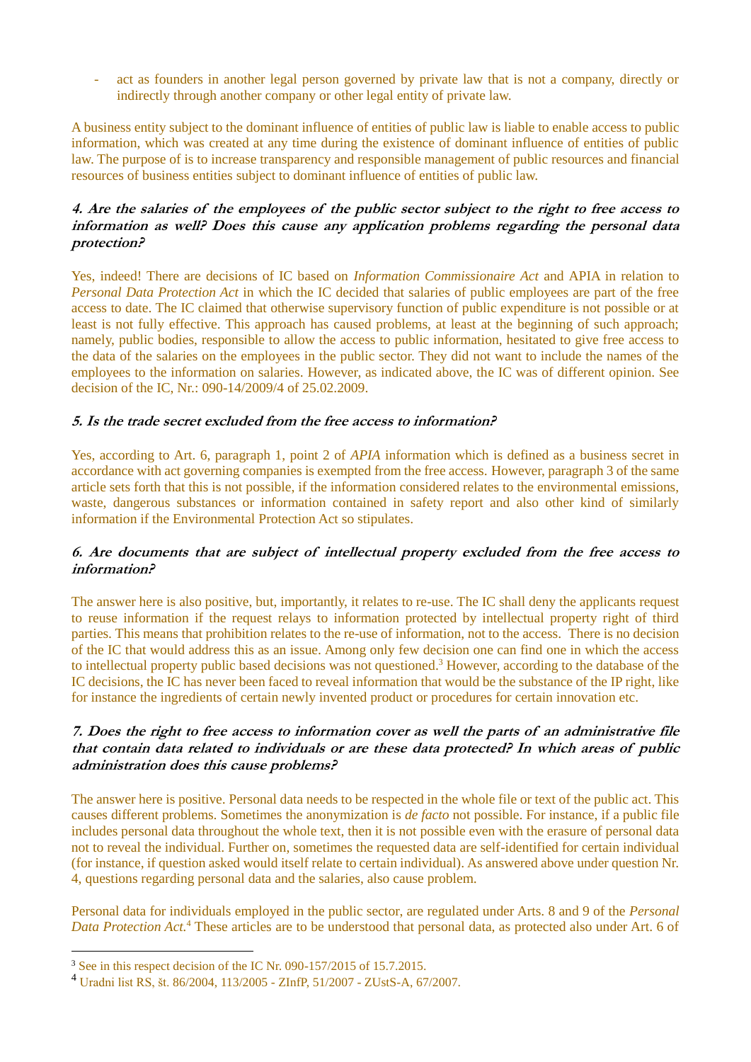- act as founders in another legal person governed by private law that is not a company, directly or indirectly through another company or other legal entity of private law.

A business entity subject to the dominant influence of entities of public law is liable to enable access to public information, which was created at any time during the existence of dominant influence of entities of public law. The purpose of is to increase transparency and responsible management of public resources and financial resources of business entities subject to dominant influence of entities of public law.

### *4. Are the salaries of the employees of the public sector subject to the right to free access to information as well? Does this cause any application problems regarding the personal data protection?*

Yes, indeed! There are decisions of IC based on *Information Commissionaire Act* and APIA in relation to *Personal Data Protection Act* in which the IC decided that salaries of public employees are part of the free access to date. The IC claimed that otherwise supervisory function of public expenditure is not possible or at least is not fully effective. This approach has caused problems, at least at the beginning of such approach; namely, public bodies, responsible to allow the access to public information, hesitated to give free access to the data of the salaries on the employees in the public sector. They did not want to include the names of the employees to the information on salaries. However, as indicated above, the IC was of different opinion. See decision of the IC, Nr.: 090-14/2009/4 of 25.02.2009.

### *5. Is the trade secret excluded from the free access to information?*

Yes, according to Art. 6, paragraph 1, point 2 of *APIA* information which is defined as a business secret in accordance with act governing companies is exempted from the free access. However, paragraph 3 of the same article sets forth that this is not possible, if the information considered relates to the environmental emissions, waste, dangerous substances or information contained in safety report and also other kind of similarly information if the Environmental Protection Act so stipulates.

### *6. Are documents that are subject of intellectual property excluded from the free access to information?*

The answer here is also positive, but, importantly, it relates to re-use. The IC shall deny the applicants request to reuse information if the request relays to information protected by intellectual property right of third parties. This means that prohibition relates to the re-use of information, not to the access. There is no decision of the IC that would address this as an issue. Among only few decision one can find one in which the access to intellectual property public based decisions was not questioned.[3] However, according to the database of the IC decisions, the IC has never been faced to reveal information that would be the substance of the IP right, like for instance the ingredients of certain newly invented product or procedures for certain innovation etc.

### *7. Does the right to free access to information cover as well the parts of an administrative file that contain data related to individuals or are these data protected? In which areas of public administration does this cause problems?*

The answer here is positive. Personal data needs to be respected in the whole file or text of the public act. This causes different problems. Sometimes the anonymization is *de facto* not possible. For instance, if a public file includes personal data throughout the whole text, then it is not possible even with the erasure of personal data not to reveal the individual. Further on, sometimes the requested data are self-identified for certain individual (for instance, if question asked would itself relate to certain individual). As answered above under question Nr. 4, questions regarding personal data and the salaries, also cause problem.

Personal data for individuals employed in the public sector, are regulated under Arts. 8 and 9 of the *Personal Data Protection Act.*[4] These articles are to be understood that personal data, as protected also under Art. 6 of

---

[3] See in this respect decision of the IC Nr. 090-157/2015 of 15.7.2015.

[4] Uradni list RS, št. 86/2004, 113/2005 - ZInfP, 51/2007 - ZUstS-A, 67/2007.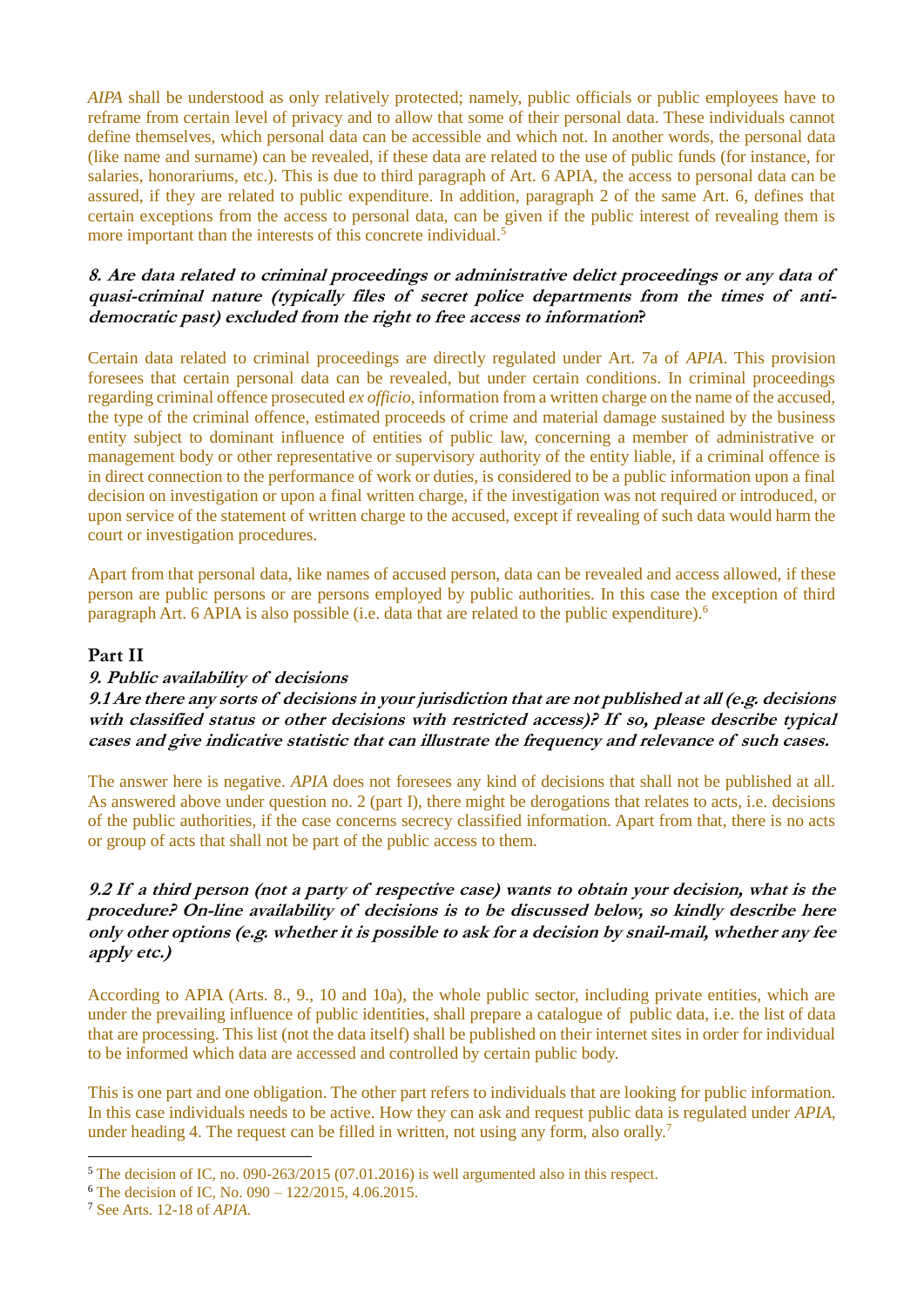*AIPA* shall be understood as only relatively protected; namely, public officials or public employees have to reframe from certain level of privacy and to allow that some of their personal data. These individuals cannot define themselves, which personal data can be accessible and which not. In another words, the personal data (like name and surname) can be revealed, if these data are related to the use of public funds (for instance, for salaries, honorariums, etc.). This is due to third paragraph of Art. 6 APIA, the access to personal data can be assured, if they are related to public expenditure. In addition, paragraph 2 of the same Art. 6, defines that certain exceptions from the access to personal data, can be given if the public interest of revealing them is more important than the interests of this concrete individual.[5]

### *8. Are data related to criminal proceedings or administrative delict proceedings or any data of quasi-criminal nature (typically files of secret police departments from the times of anti-democratic past) excluded from the right to free access to information?*

Certain data related to criminal proceedings are directly regulated under Art. 7a of *APIA*. This provision foresees that certain personal data can be revealed, but under certain conditions. In criminal proceedings regarding criminal offence prosecuted *ex officio*, information from a written charge on the name of the accused, the type of the criminal offence, estimated proceeds of crime and material damage sustained by the business entity subject to dominant influence of entities of public law, concerning a member of administrative or management body or other representative or supervisory authority of the entity liable, if a criminal offence is in direct connection to the performance of work or duties, is considered to be a public information upon a final decision on investigation or upon a final written charge, if the investigation was not required or introduced, or upon service of the statement of written charge to the accused, except if revealing of such data would harm the court or investigation procedures.

Apart from that personal data, like names of accused person, data can be revealed and access allowed, if these person are public persons or are persons employed by public authorities. In this case the exception of third paragraph Art. 6 APIA is also possible (i.e. data that are related to the public expenditure).[6]

## Part II

### *9. Public availability of decisions*

### *9.1 Are there any sorts of decisions in your jurisdiction that are not published at all (e.g. decisions with classified status or other decisions with restricted access)? If so, please describe typical cases and give indicative statistic that can illustrate the frequency and relevance of such cases.*

The answer here is negative. *APIA* does not foresees any kind of decisions that shall not be published at all. As answered above under question no. 2 (part I), there might be derogations that relates to acts, i.e. decisions of the public authorities, if the case concerns secrecy classified information. Apart from that, there is no acts or group of acts that shall not be part of the public access to them.

### *9.2 If a third person (not a party of respective case) wants to obtain your decision, what is the procedure? On-line availability of decisions is to be discussed below, so kindly describe here only other options (e.g. whether it is possible to ask for a decision by snail-mail, whether any fee apply etc.)*

According to APIA (Arts. 8., 9., 10 and 10a), the whole public sector, including private entities, which are under the prevailing influence of public identities, shall prepare a catalogue of public data, i.e. the list of data that are processing. This list (not the data itself) shall be published on their internet sites in order for individual to be informed which data are accessed and controlled by certain public body.

This is one part and one obligation. The other part refers to individuals that are looking for public information. In this case individuals needs to be active. How they can ask and request public data is regulated under *APIA*, under heading 4. The request can be filled in written, not using any form, also orally.[7]

---

[5] The decision of IC, no. 090-263/2015 (07.01.2016) is well argumented also in this respect.

[6] The decision of IC, No. 090 – 122/2015, 4.06.2015.

[7] See Arts. 12-18 of *APIA*.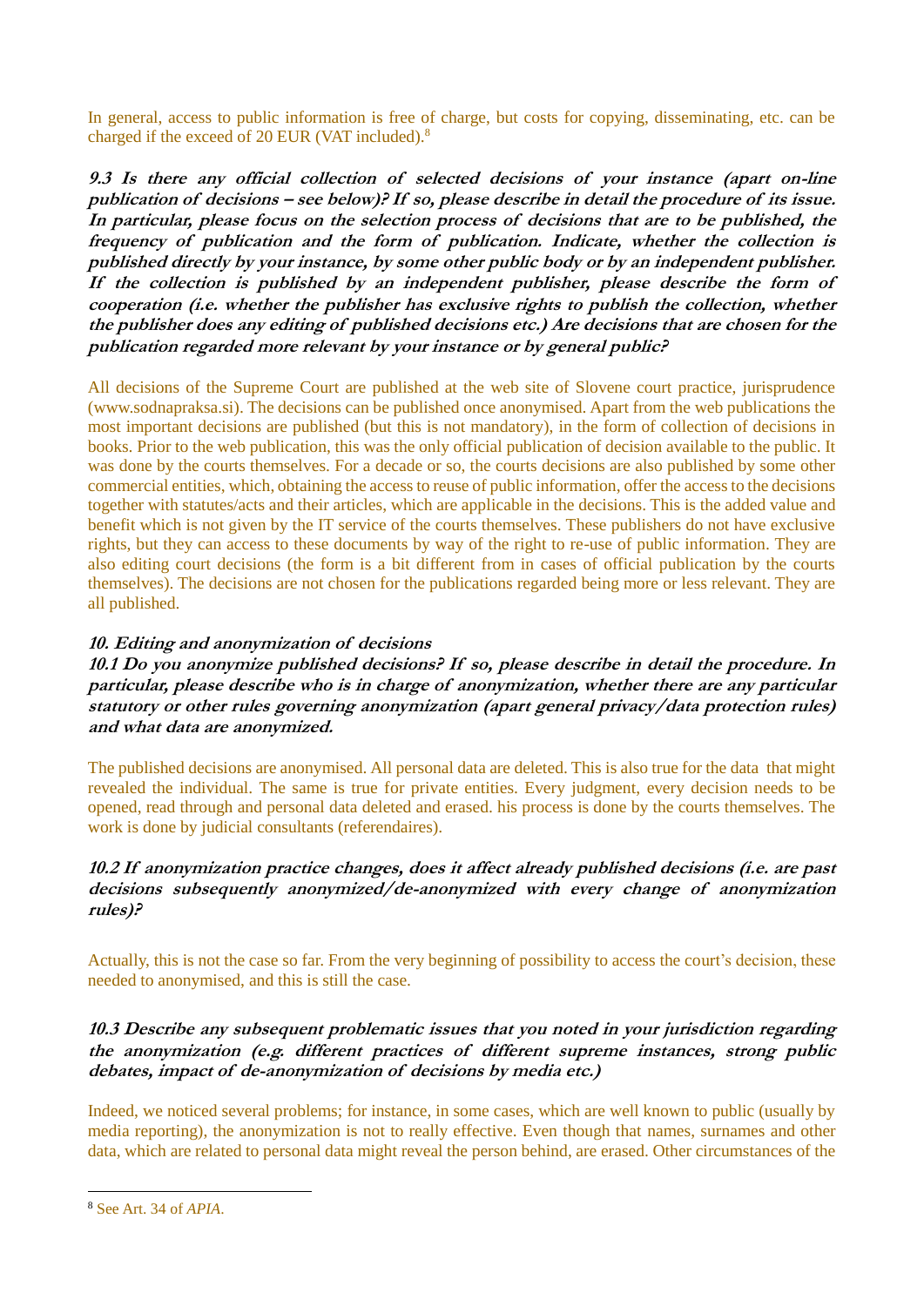In general, access to public information is free of charge, but costs for copying, disseminating, etc. can be charged if the exceed of 20 EUR (VAT included).[8]

***9.3 Is there any official collection of selected decisions of your instance (apart on-line publication of decisions – see below)? If so, please describe in detail the procedure of its issue. In particular, please focus on the selection process of decisions that are to be published, the frequency of publication and the form of publication. Indicate, whether the collection is published directly by your instance, by some other public body or by an independent publisher. If the collection is published by an independent publisher, please describe the form of cooperation (i.e. whether the publisher has exclusive rights to publish the collection, whether the publisher does any editing of published decisions etc.) Are decisions that are chosen for the publication regarded more relevant by your instance or by general public?***

All decisions of the Supreme Court are published at the web site of Slovene court practice, jurisprudence (www.sodnapraksa.si). The decisions can be published once anonymised. Apart from the web publications the most important decisions are published (but this is not mandatory), in the form of collection of decisions in books. Prior to the web publication, this was the only official publication of decision available to the public. It was done by the courts themselves. For a decade or so, the courts decisions are also published by some other commercial entities, which, obtaining the access to reuse of public information, offer the access to the decisions together with statutes/acts and their articles, which are applicable in the decisions. This is the added value and benefit which is not given by the IT service of the courts themselves. These publishers do not have exclusive rights, but they can access to these documents by way of the right to re-use of public information. They are also editing court decisions (the form is a bit different from in cases of official publication by the courts themselves). The decisions are not chosen for the publications regarded being more or less relevant. They are all published.

***10. Editing and anonymization of decisions***

***10.1 Do you anonymize published decisions? If so, please describe in detail the procedure. In particular, please describe who is in charge of anonymization, whether there are any particular statutory or other rules governing anonymization (apart general privacy/data protection rules) and what data are anonymized.***

The published decisions are anonymised. All personal data are deleted. This is also true for the data that might revealed the individual. The same is true for private entities. Every judgment, every decision needs to be opened, read through and personal data deleted and erased. his process is done by the courts themselves. The work is done by judicial consultants (referendaires).

***10.2 If anonymization practice changes, does it affect already published decisions (i.e. are past decisions subsequently anonymized/de-anonymized with every change of anonymization rules)?***

Actually, this is not the case so far. From the very beginning of possibility to access the court's decision, these needed to anonymised, and this is still the case.

***10.3 Describe any subsequent problematic issues that you noted in your jurisdiction regarding the anonymization (e.g. different practices of different supreme instances, strong public debates, impact of de-anonymization of decisions by media etc.)***

Indeed, we noticed several problems; for instance, in some cases, which are well known to public (usually by media reporting), the anonymization is not to really effective. Even though that names, surnames and other data, which are related to personal data might reveal the person behind, are erased. Other circumstances of the

---

[8] See Art. 34 of *APIA*.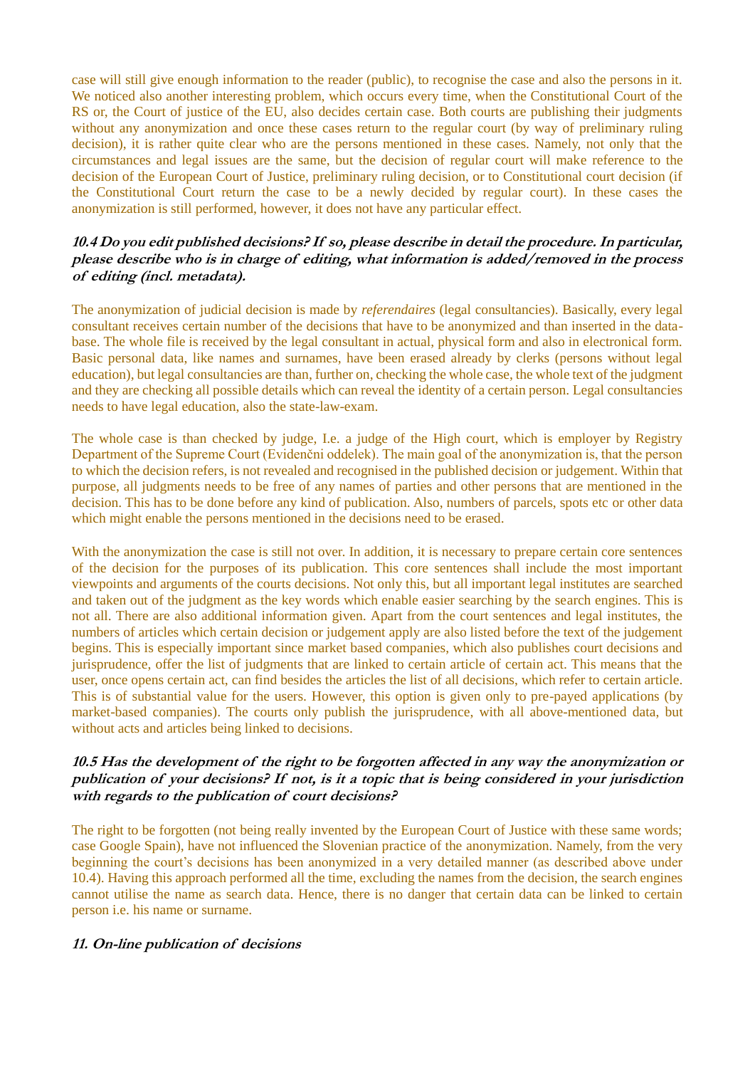case will still give enough information to the reader (public), to recognise the case and also the persons in it. We noticed also another interesting problem, which occurs every time, when the Constitutional Court of the RS or, the Court of justice of the EU, also decides certain case. Both courts are publishing their judgments without any anonymization and once these cases return to the regular court (by way of preliminary ruling decision), it is rather quite clear who are the persons mentioned in these cases. Namely, not only that the circumstances and legal issues are the same, but the decision of regular court will make reference to the decision of the European Court of Justice, preliminary ruling decision, or to Constitutional court decision (if the Constitutional Court return the case to be a newly decided by regular court). In these cases the anonymization is still performed, however, it does not have any particular effect.

### *10.4 Do you edit published decisions? If so, please describe in detail the procedure. In particular, please describe who is in charge of editing, what information is added/removed in the process of editing (incl. metadata).*

The anonymization of judicial decision is made by *referendaires* (legal consultancies). Basically, every legal consultant receives certain number of the decisions that have to be anonymized and than inserted in the data-base. The whole file is received by the legal consultant in actual, physical form and also in electronical form. Basic personal data, like names and surnames, have been erased already by clerks (persons without legal education), but legal consultancies are than, further on, checking the whole case, the whole text of the judgment and they are checking all possible details which can reveal the identity of a certain person. Legal consultancies needs to have legal education, also the state-law-exam.

The whole case is than checked by judge, I.e. a judge of the High court, which is employer by Registry Department of the Supreme Court (Evidenčni oddelek). The main goal of the anonymization is, that the person to which the decision refers, is not revealed and recognised in the published decision or judgement. Within that purpose, all judgments needs to be free of any names of parties and other persons that are mentioned in the decision. This has to be done before any kind of publication. Also, numbers of parcels, spots etc or other data which might enable the persons mentioned in the decisions need to be erased.

With the anonymization the case is still not over. In addition, it is necessary to prepare certain core sentences of the decision for the purposes of its publication. This core sentences shall include the most important viewpoints and arguments of the courts decisions. Not only this, but all important legal institutes are searched and taken out of the judgment as the key words which enable easier searching by the search engines. This is not all. There are also additional information given. Apart from the court sentences and legal institutes, the numbers of articles which certain decision or judgement apply are also listed before the text of the judgement begins. This is especially important since market based companies, which also publishes court decisions and jurisprudence, offer the list of judgments that are linked to certain article of certain act. This means that the user, once opens certain act, can find besides the articles the list of all decisions, which refer to certain article. This is of substantial value for the users. However, this option is given only to pre-payed applications (by market-based companies). The courts only publish the jurisprudence, with all above-mentioned data, but without acts and articles being linked to decisions.

### *10.5 Has the development of the right to be forgotten affected in any way the anonymization or publication of your decisions? If not, is it a topic that is being considered in your jurisdiction with regards to the publication of court decisions?*

The right to be forgotten (not being really invented by the European Court of Justice with these same words; case Google Spain), have not influenced the Slovenian practice of the anonymization. Namely, from the very beginning the court's decisions has been anonymized in a very detailed manner (as described above under 10.4). Having this approach performed all the time, excluding the names from the decision, the search engines cannot utilise the name as search data. Hence, there is no danger that certain data can be linked to certain person i.e. his name or surname.

## *11. On-line publication of decisions*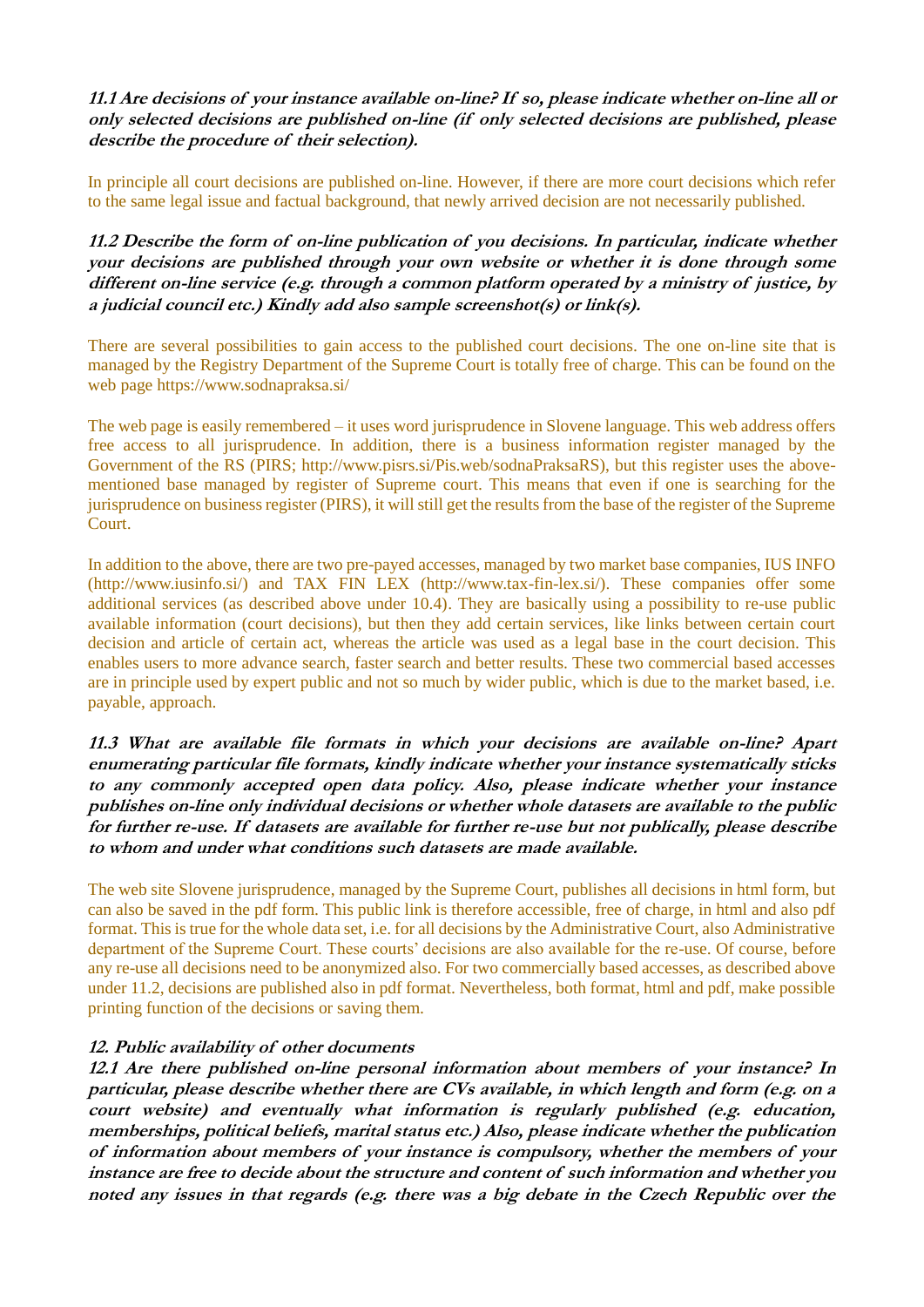**11.1 Are decisions of your instance available on-line? If so, please indicate whether on-line all or only selected decisions are published on-line (if only selected decisions are published, please describe the procedure of their selection).**

In principle all court decisions are published on-line. However, if there are more court decisions which refer to the same legal issue and factual background, that newly arrived decision are not necessarily published.

**11.2 Describe the form of on-line publication of you decisions. In particular, indicate whether your decisions are published through your own website or whether it is done through some different on-line service (e.g. through a common platform operated by a ministry of justice, by a judicial council etc.) Kindly add also sample screenshot(s) or link(s).**

There are several possibilities to gain access to the published court decisions. The one on-line site that is managed by the Registry Department of the Supreme Court is totally free of charge. This can be found on the web page https://www.sodnapraksa.si/

The web page is easily remembered – it uses word jurisprudence in Slovene language. This web address offers free access to all jurisprudence. In addition, there is a business information register managed by the Government of the RS (PIRS; http://www.pisrs.si/Pis.web/sodnaPraksaRS), but this register uses the above-mentioned base managed by register of Supreme court. This means that even if one is searching for the jurisprudence on business register (PIRS), it will still get the results from the base of the register of the Supreme Court.

In addition to the above, there are two pre-payed accesses, managed by two market base companies, IUS INFO (http://www.iusinfo.si/) and TAX FIN LEX (http://www.tax-fin-lex.si/). These companies offer some additional services (as described above under 10.4). They are basically using a possibility to re-use public available information (court decisions), but then they add certain services, like links between certain court decision and article of certain act, whereas the article was used as a legal base in the court decision. This enables users to more advance search, faster search and better results. These two commercial based accesses are in principle used by expert public and not so much by wider public, which is due to the market based, i.e. payable, approach.

**11.3 What are available file formats in which your decisions are available on-line? Apart enumerating particular file formats, kindly indicate whether your instance systematically sticks to any commonly accepted open data policy. Also, please indicate whether your instance publishes on-line only individual decisions or whether whole datasets are available to the public for further re-use. If datasets are available for further re-use but not publically, please describe to whom and under what conditions such datasets are made available.**

The web site Slovene jurisprudence, managed by the Supreme Court, publishes all decisions in html form, but can also be saved in the pdf form. This public link is therefore accessible, free of charge, in html and also pdf format. This is true for the whole data set, i.e. for all decisions by the Administrative Court, also Administrative department of the Supreme Court. These courts' decisions are also available for the re-use. Of course, before any re-use all decisions need to be anonymized also. For two commercially based accesses, as described above under 11.2, decisions are published also in pdf format. Nevertheless, both format, html and pdf, make possible printing function of the decisions or saving them.

**12. Public availability of other documents**

**12.1 Are there published on-line personal information about members of your instance? In particular, please describe whether there are CVs available, in which length and form (e.g. on a court website) and eventually what information is regularly published (e.g. education, memberships, political beliefs, marital status etc.) Also, please indicate whether the publication of information about members of your instance is compulsory, whether the members of your instance are free to decide about the structure and content of such information and whether you noted any issues in that regards (e.g. there was a big debate in the Czech Republic over the**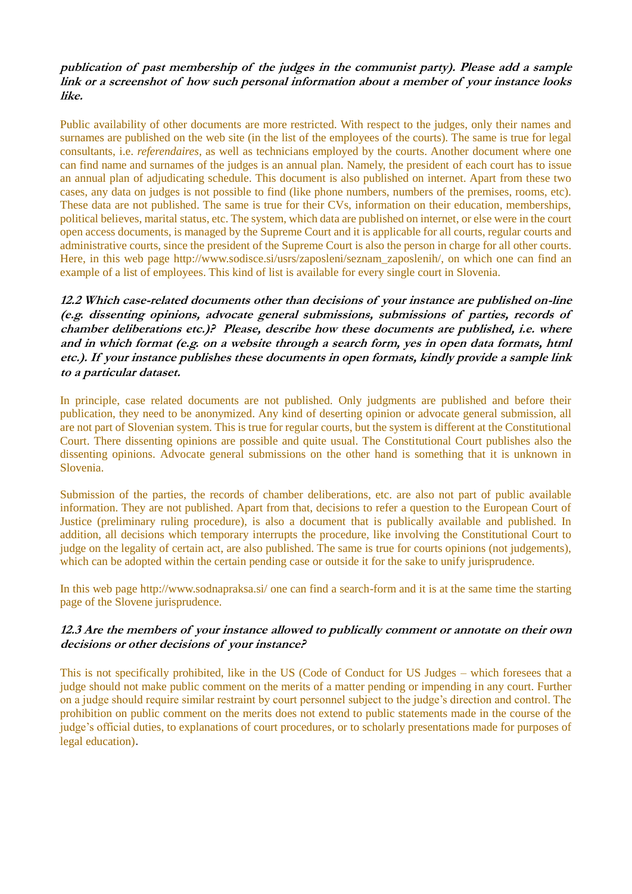***publication of past membership of the judges in the communist party). Please add a sample link or a screenshot of how such personal information about a member of your instance looks like.***

Public availability of other documents are more restricted. With respect to the judges, only their names and surnames are published on the web site (in the list of the employees of the courts). The same is true for legal consultants, i.e. *referendaires*, as well as technicians employed by the courts. Another document where one can find name and surnames of the judges is an annual plan. Namely, the president of each court has to issue an annual plan of adjudicating schedule. This document is also published on internet. Apart from these two cases, any data on judges is not possible to find (like phone numbers, numbers of the premises, rooms, etc). These data are not published. The same is true for their CVs, information on their education, memberships, political believes, marital status, etc. The system, which data are published on internet, or else were in the court open access documents, is managed by the Supreme Court and it is applicable for all courts, regular courts and administrative courts, since the president of the Supreme Court is also the person in charge for all other courts. Here, in this web page http://www.sodisce.si/usrs/zaposleni/seznam_zaposlenih/, on which one can find an example of a list of employees. This kind of list is available for every single court in Slovenia.

***12.2 Which case-related documents other than decisions of your instance are published on-line (e.g. dissenting opinions, advocate general submissions, submissions of parties, records of chamber deliberations etc.)? Please, describe how these documents are published, i.e. where and in which format (e.g. on a website through a search form, yes in open data formats, html etc.). If your instance publishes these documents in open formats, kindly provide a sample link to a particular dataset.***

In principle, case related documents are not published. Only judgments are published and before their publication, they need to be anonymized. Any kind of deserting opinion or advocate general submission, all are not part of Slovenian system. This is true for regular courts, but the system is different at the Constitutional Court. There dissenting opinions are possible and quite usual. The Constitutional Court publishes also the dissenting opinions. Advocate general submissions on the other hand is something that it is unknown in Slovenia.

Submission of the parties, the records of chamber deliberations, etc. are also not part of public available information. They are not published. Apart from that, decisions to refer a question to the European Court of Justice (preliminary ruling procedure), is also a document that is publically available and published. In addition, all decisions which temporary interrupts the procedure, like involving the Constitutional Court to judge on the legality of certain act, are also published. The same is true for courts opinions (not judgements), which can be adopted within the certain pending case or outside it for the sake to unify jurisprudence.

In this web page http://www.sodnapraksa.si/ one can find a search-form and it is at the same time the starting page of the Slovene jurisprudence.

***12.3 Are the members of your instance allowed to publically comment or annotate on their own decisions or other decisions of your instance?***

This is not specifically prohibited, like in the US (Code of Conduct for US Judges – which foresees that a judge should not make public comment on the merits of a matter pending or impending in any court. Further on a judge should require similar restraint by court personnel subject to the judge's direction and control. The prohibition on public comment on the merits does not extend to public statements made in the course of the judge's official duties, to explanations of court procedures, or to scholarly presentations made for purposes of legal education).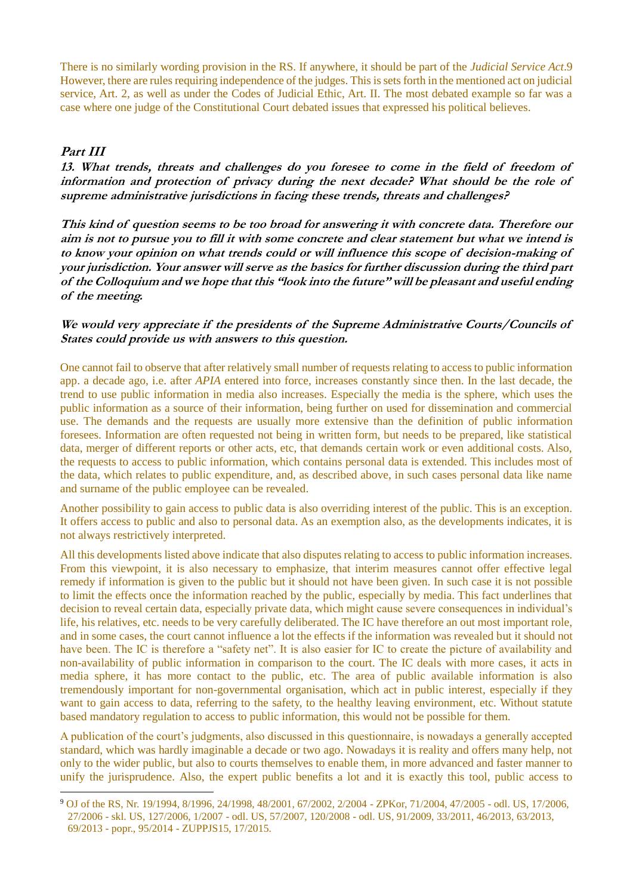There is no similarly wording provision in the RS. If anywhere, it should be part of the *Judicial Service Act*.[9] However, there are rules requiring independence of the judges. This is sets forth in the mentioned act on judicial service, Art. 2, as well as under the Codes of Judicial Ethic, Art. II. The most debated example so far was a case where one judge of the Constitutional Court debated issues that expressed his political believes.

## *Part III*

***13. What trends, threats and challenges do you foresee to come in the field of freedom of information and protection of privacy during the next decade? What should be the role of supreme administrative jurisdictions in facing these trends, threats and challenges?***

***This kind of question seems to be too broad for answering it with concrete data. Therefore our aim is not to pursue you to fill it with some concrete and clear statement but what we intend is to know your opinion on what trends could or will influence this scope of decision-making of your jurisdiction. Your answer will serve as the basics for further discussion during the third part of the Colloquium and we hope that this "look into the future" will be pleasant and useful ending of the meeting.***

***We would very appreciate if the presidents of the Supreme Administrative Courts/Councils of States could provide us with answers to this question.***

One cannot fail to observe that after relatively small number of requests relating to access to public information app. a decade ago, i.e. after *APIA* entered into force, increases constantly since then. In the last decade, the trend to use public information in media also increases. Especially the media is the sphere, which uses the public information as a source of their information, being further on used for dissemination and commercial use. The demands and the requests are usually more extensive than the definition of public information foresees. Information are often requested not being in written form, but needs to be prepared, like statistical data, merger of different reports or other acts, etc, that demands certain work or even additional costs. Also, the requests to access to public information, which contains personal data is extended. This includes most of the data, which relates to public expenditure, and, as described above, in such cases personal data like name and surname of the public employee can be revealed.

Another possibility to gain access to public data is also overriding interest of the public. This is an exception. It offers access to public and also to personal data. As an exemption also, as the developments indicates, it is not always restrictively interpreted.

All this developments listed above indicate that also disputes relating to access to public information increases. From this viewpoint, it is also necessary to emphasize, that interim measures cannot offer effective legal remedy if information is given to the public but it should not have been given. In such case it is not possible to limit the effects once the information reached by the public, especially by media. This fact underlines that decision to reveal certain data, especially private data, which might cause severe consequences in individual's life, his relatives, etc. needs to be very carefully deliberated. The IC have therefore an out most important role, and in some cases, the court cannot influence a lot the effects if the information was revealed but it should not have been. The IC is therefore a "safety net". It is also easier for IC to create the picture of availability and non-availability of public information in comparison to the court. The IC deals with more cases, it acts in media sphere, it has more contact to the public, etc. The area of public available information is also tremendously important for non-governmental organisation, which act in public interest, especially if they want to gain access to data, referring to the safety, to the healthy leaving environment, etc. Without statute based mandatory regulation to access to public information, this would not be possible for them.

A publication of the court's judgments, also discussed in this questionnaire, is nowadays a generally accepted standard, which was hardly imaginable a decade or two ago. Nowadays it is reality and offers many help, not only to the wider public, but also to courts themselves to enable them, in more advanced and faster manner to unify the jurisprudence. Also, the expert public benefits a lot and it is exactly this tool, public access to

---

[9] OJ of the RS, Nr. 19/1994, 8/1996, 24/1998, 48/2001, 67/2002, 2/2004 - ZPKor, 71/2004, 47/2005 - odl. US, 17/2006, 27/2006 - skl. US, 127/2006, 1/2007 - odl. US, 57/2007, 120/2008 - odl. US, 91/2009, 33/2011, 46/2013, 63/2013, 69/2013 - popr., 95/2014 - ZUPPJS15, 17/2015.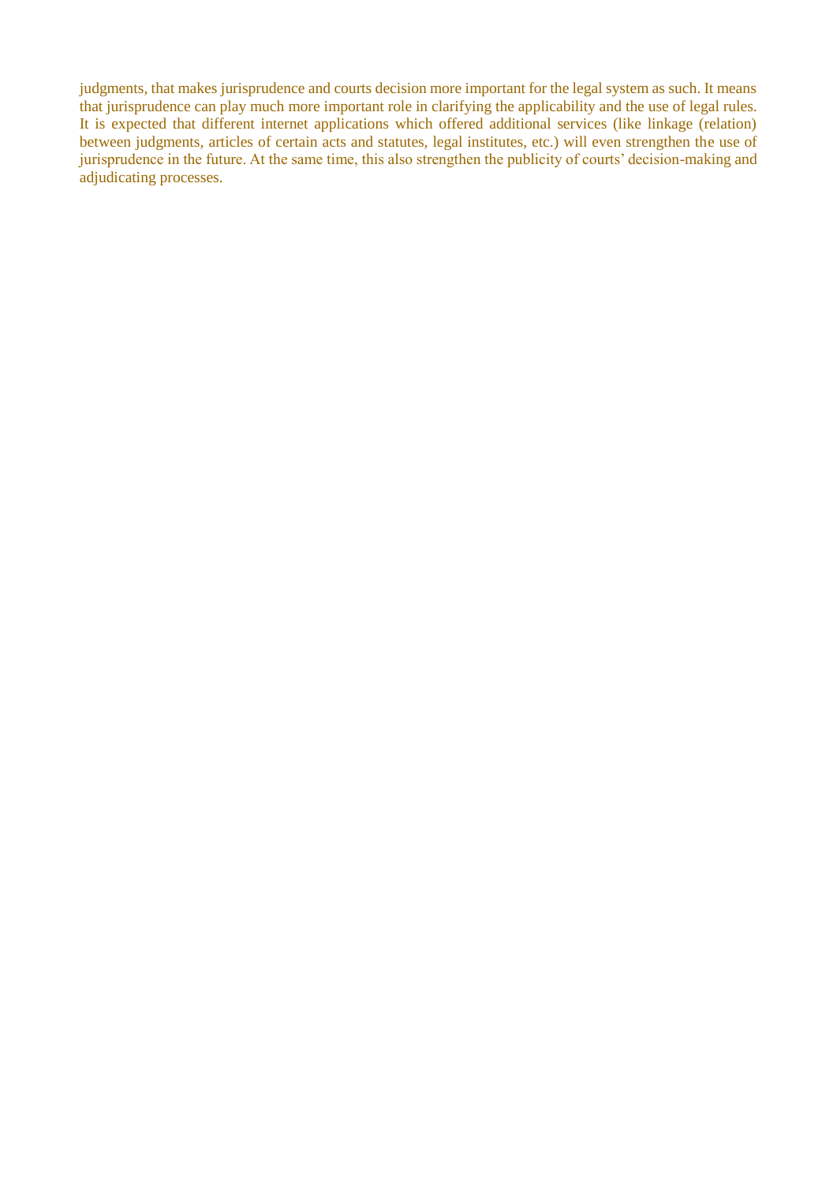judgments, that makes jurisprudence and courts decision more important for the legal system as such. It means that jurisprudence can play much more important role in clarifying the applicability and the use of legal rules. It is expected that different internet applications which offered additional services (like linkage (relation) between judgments, articles of certain acts and statutes, legal institutes, etc.) will even strengthen the use of jurisprudence in the future. At the same time, this also strengthen the publicity of courts' decision-making and adjudicating processes.